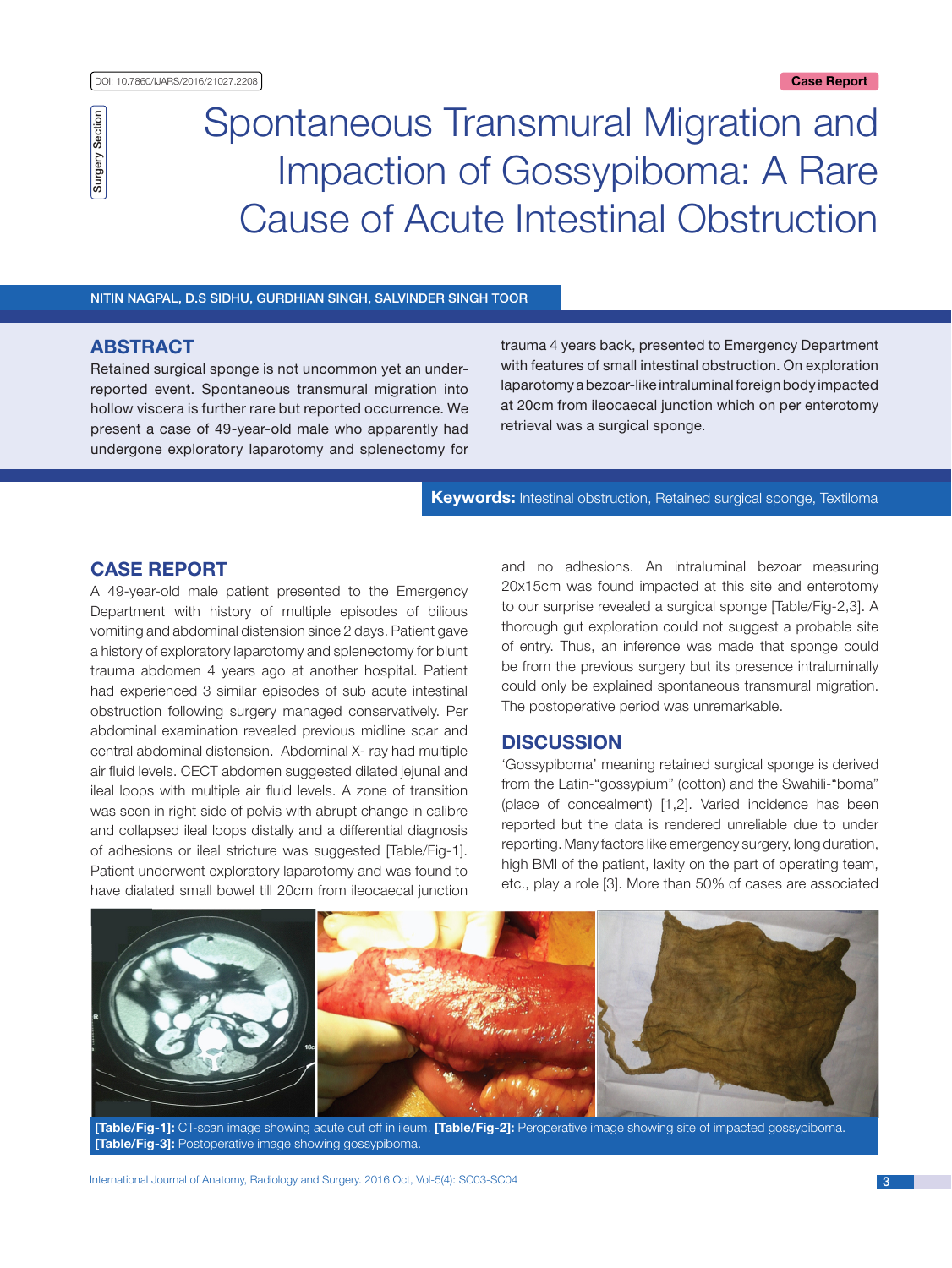DOI: 10.7860/IJARS/2016/21027.2208

Case Report

Surgery Section

# Spontaneous Transmural Migration and Impaction of Gossypiboma: A Rare Cause of Acute Intestinal Obstruction

NITIN NAGPAL, D.S SIDHU, GURDHIAN SINGH, SALVINDER SINGH TOOR

## ABSTRACT

Retained surgical sponge is not uncommon yet an under-reported event. Spontaneous transmural migration into hollow viscera is further rare but reported occurrence. We present a case of 49-year-old male who apparently had undergone exploratory laparotomy and splenectomy for trauma 4 years back, presented to Emergency Department with features of small intestinal obstruction. On exploration laparotomy a bezoar-like intraluminal foreign body impacted at 20cm from ileocaecal junction which on per enterotomy retrieval was a surgical sponge.

**Keywords:** Intestinal obstruction, Retained surgical sponge, Textiloma

## CASE REPORT

A 49-year-old male patient presented to the Emergency Department with history of multiple episodes of bilious vomiting and abdominal distension since 2 days. Patient gave a history of exploratory laparotomy and splenectomy for blunt trauma abdomen 4 years ago at another hospital. Patient had experienced 3 similar episodes of sub acute intestinal obstruction following surgery managed conservatively. Per abdominal examination revealed previous midline scar and central abdominal distension. Abdominal X- ray had multiple air fluid levels. CECT abdomen suggested dilated jejunal and ileal loops with multiple air fluid levels. A zone of transition was seen in right side of pelvis with abrupt change in calibre and collapsed ileal loops distally and a differential diagnosis of adhesions or ileal stricture was suggested [Table/Fig-1]. Patient underwent exploratory laparotomy and was found to have dilated small bowel till 20cm from ileocaecal junction and no adhesions. An intraluminal bezoar measuring 20x15cm was found impacted at this site and enterotomy to our surprise revealed a surgical sponge [Table/Fig-2,3]. A thorough gut exploration could not suggest a probable site of entry. Thus, an inference was made that sponge could be from the previous surgery but its presence intraluminally could only be explained spontaneous transmural migration. The postoperative period was unremarkable.

## DISCUSSION

'Gossypiboma' meaning retained surgical sponge is derived from the Latin-"gossypium" (cotton) and the Swahili-"boma" (place of concealment) [1,2]. Varied incidence has been reported but the data is rendered unreliable due to under reporting. Many factors like emergency surgery, long duration, high BMI of the patient, laxity on the part of operating team, etc., play a role [3]. More than 50% of cases are associated

**[Table/Fig-1]:** CT-scan image showing acute cut off in ileum. **[Table/Fig-2]:** Peroperative image showing site of impacted gossypiboma. **[Table/Fig-3]:** Postoperative image showing gossypiboma.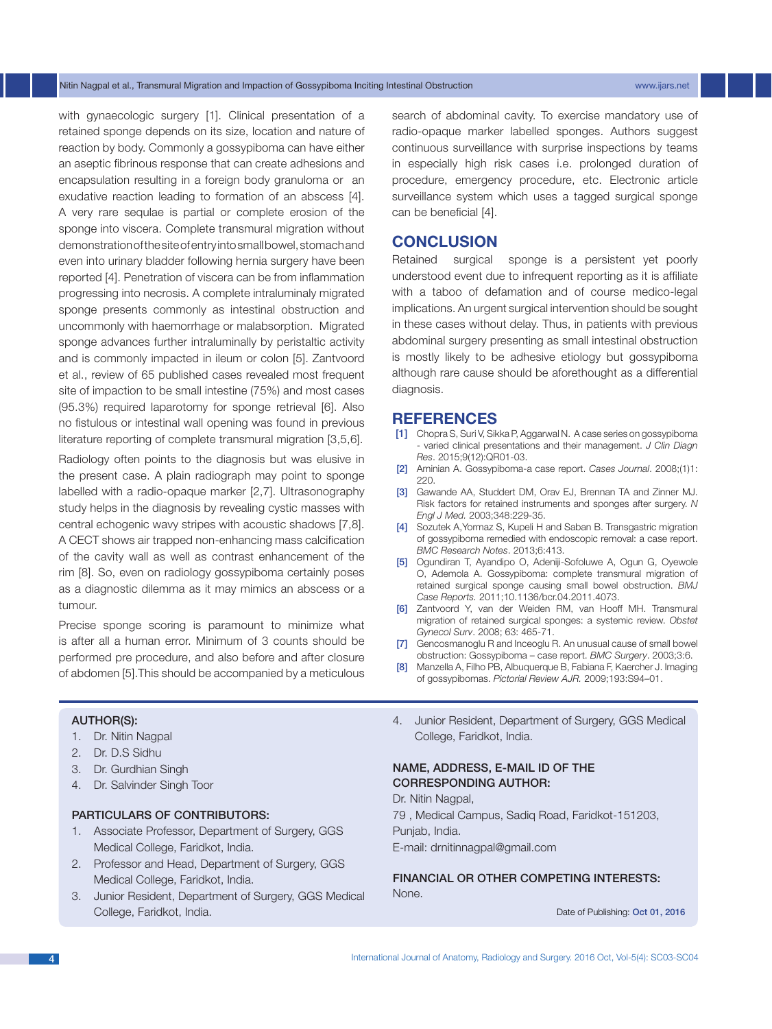with gynaecologic surgery [1]. Clinical presentation of a retained sponge depends on its size, location and nature of reaction by body. Commonly a gossypiboma can have either an aseptic fibrinous response that can create adhesions and encapsulation resulting in a foreign body granuloma or an exudative reaction leading to formation of an abscess [4]. A very rare sequlae is partial or complete erosion of the sponge into viscera. Complete transmural migration without demonstration of the site of entry into small bowel, stomach and even into urinary bladder following hernia surgery have been reported [4]. Penetration of viscera can be from inflammation progressing into necrosis. A complete intraluminaly migrated sponge presents commonly as intestinal obstruction and uncommonly with haemorrhage or malabsorption. Migrated sponge advances further intraluminally by peristaltic activity and is commonly impacted in ileum or colon [5]. Zantvoord et al., review of 65 published cases revealed most frequent site of impaction to be small intestine (75%) and most cases (95.3%) required laparotomy for sponge retrieval [6]. Also no fistulous or intestinal wall opening was found in previous literature reporting of complete transmural migration [3,5,6].

Radiology often points to the diagnosis but was elusive in the present case. A plain radiograph may point to sponge labelled with a radio-opaque marker [2,7]. Ultrasonography study helps in the diagnosis by revealing cystic masses with central echogenic wavy stripes with acoustic shadows [7,8]. A CECT shows air trapped non-enhancing mass calcification of the cavity wall as well as contrast enhancement of the rim [8]. So, even on radiology gossypiboma certainly poses as a diagnostic dilemma as it may mimics an abscess or a tumour.

Precise sponge scoring is paramount to minimize what is after all a human error. Minimum of 3 counts should be performed pre procedure, and also before and after closure of abdomen [5].This should be accompanied by a meticulous search of abdominal cavity. To exercise mandatory use of radio-opaque marker labelled sponges. Authors suggest continuous surveillance with surprise inspections by teams in especially high risk cases i.e. prolonged duration of procedure, emergency procedure, etc. Electronic article surveillance system which uses a tagged surgical sponge can be beneficial [4].

## CONCLUSION

Retained surgical sponge is a persistent yet poorly understood event due to infrequent reporting as it is affiliate with a taboo of defamation and of course medico-legal implications. An urgent surgical intervention should be sought in these cases without delay. Thus, in patients with previous abdominal surgery presenting as small intestinal obstruction is mostly likely to be adhesive etiology but gossypiboma although rare cause should be aforethought as a differential diagnosis.

## REFERENCES

[1] Chopra S, Suri V, Sikka P, Aggarwal N. A case series on gossypiboma - varied clinical presentations and their management. *J Clin Diagn Res*. 2015;9(12):QR01-03.

[2] Aminian A. Gossypiboma-a case report. *Cases Journal*. 2008;(1)1: 220.

[3] Gawande AA, Studdert DM, Orav EJ, Brennan TA and Zinner MJ. Risk factors for retained instruments and sponges after surgery. *N Engl J Med.* 2003;348:229-35.

[4] Sozutek A,Yormaz S, Kupeli H and Saban B. Transgastric migration of gossypiboma remedied with endoscopic removal: a case report. *BMC Research Notes*. 2013;6:413.

[5] Ogundiran T, Ayandipo O, Adeniji-Sofoluwe A, Ogun G, Oyewole O, Ademola A. Gossypiboma: complete transmural migration of retained surgical sponge causing small bowel obstruction. *BMJ Case Reports.* 2011;10.1136/bcr.04.2011.4073.

[6] Zantvoord Y, van der Weiden RM, van Hooff MH. Transmural migration of retained surgical sponges: a systemic review. *Obstet Gynecol Surv*. 2008; 63: 465-71.

[7] Gencosmanoglu R and Inceoglu R. An unusual cause of small bowel obstruction: Gossypiboma – case report. *BMC Surgery*. 2003;3:6.

[8] Manzella A, Filho PB, Albuquerque B, Fabiana F, Kaercher J. Imaging of gossypibomas. *Pictorial Review AJR.* 2009;193:S94–01.

**AUTHOR(S):**

1. Dr. Nitin Nagpal
2. Dr. D.S Sidhu
3. Dr. Gurdhian Singh
4. Dr. Salvinder Singh Toor

**PARTICULARS OF CONTRIBUTORS:**

1. Associate Professor, Department of Surgery, GGS Medical College, Faridkot, India.
2. Professor and Head, Department of Surgery, GGS Medical College, Faridkot, India.
3. Junior Resident, Department of Surgery, GGS Medical College, Faridkot, India.
4. Junior Resident, Department of Surgery, GGS Medical College, Faridkot, India.

**NAME, ADDRESS, E-MAIL ID OF THE CORRESPONDING AUTHOR:**

Dr. Nitin Nagpal,
79 , Medical Campus, Sadiq Road, Faridkot-151203, Punjab, India.
E-mail: drnitinnagpal@gmail.com

**FINANCIAL OR OTHER COMPETING INTERESTS:**
None.

Date of Publishing: Oct 01, 2016